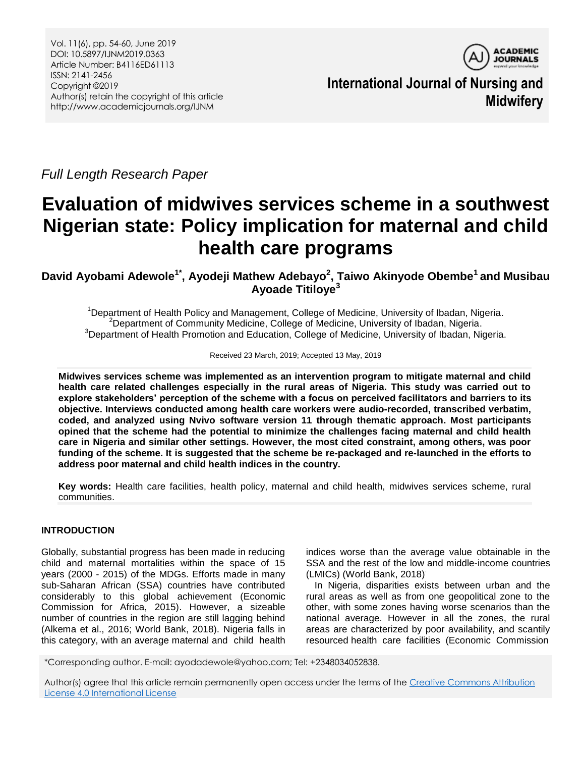Full Length Research Paper

# Evaluation of midwives services scheme in a southwest Nigerian state: Policy implication for maternal and child health care programs

**David Ayobami Adewole[1*], Ayodeji Mathew Adebayo[2], Taiwo Akinyode Obembe[1] and Musibau Ayoade Titiloye[3]**

[1]Department of Health Policy and Management, College of Medicine, University of Ibadan, Nigeria.
[2]Department of Community Medicine, College of Medicine, University of Ibadan, Nigeria.
[3]Department of Health Promotion and Education, College of Medicine, University of Ibadan, Nigeria.

Received 23 March, 2019; Accepted 13 May, 2019

**Midwives services scheme was implemented as an intervention program to mitigate maternal and child health care related challenges especially in the rural areas of Nigeria. This study was carried out to explore stakeholders' perception of the scheme with a focus on perceived facilitators and barriers to its objective. Interviews conducted among health care workers were audio-recorded, transcribed verbatim, coded, and analyzed using Nvivo software version 11 through thematic approach. Most participants opined that the scheme had the potential to minimize the challenges facing maternal and child health care in Nigeria and similar other settings. However, the most cited constraint, among others, was poor funding of the scheme. It is suggested that the scheme be re-packaged and re-launched in the efforts to address poor maternal and child health indices in the country.**

**Key words:** Health care facilities, health policy, maternal and child health, midwives services scheme, rural communities.

## INTRODUCTION

Globally, substantial progress has been made in reducing child and maternal mortalities within the space of 15 years (2000 - 2015) of the MDGs. Efforts made in many sub-Saharan African (SSA) countries have contributed considerably to this global achievement (Economic Commission for Africa, 2015). However, a sizeable number of countries in the region are still lagging behind (Alkema et al., 2016; World Bank, 2018). Nigeria falls in this category, with an average maternal and child health indices worse than the average value obtainable in the SSA and the rest of the low and middle-income countries (LMICs) (World Bank, 2018).

In Nigeria, disparities exists between urban and the rural areas as well as from one geopolitical zone to the other, with some zones having worse scenarios than the national average. However in all the zones, the rural areas are characterized by poor availability, and scantily resourced health care facilities (Economic Commission

*Corresponding author. E-mail: ayodadewole@yahoo.com; Tel: +2348034052838.

Author(s) agree that this article remain permanently open access under the terms of the Creative Commons Attribution License 4.0 International License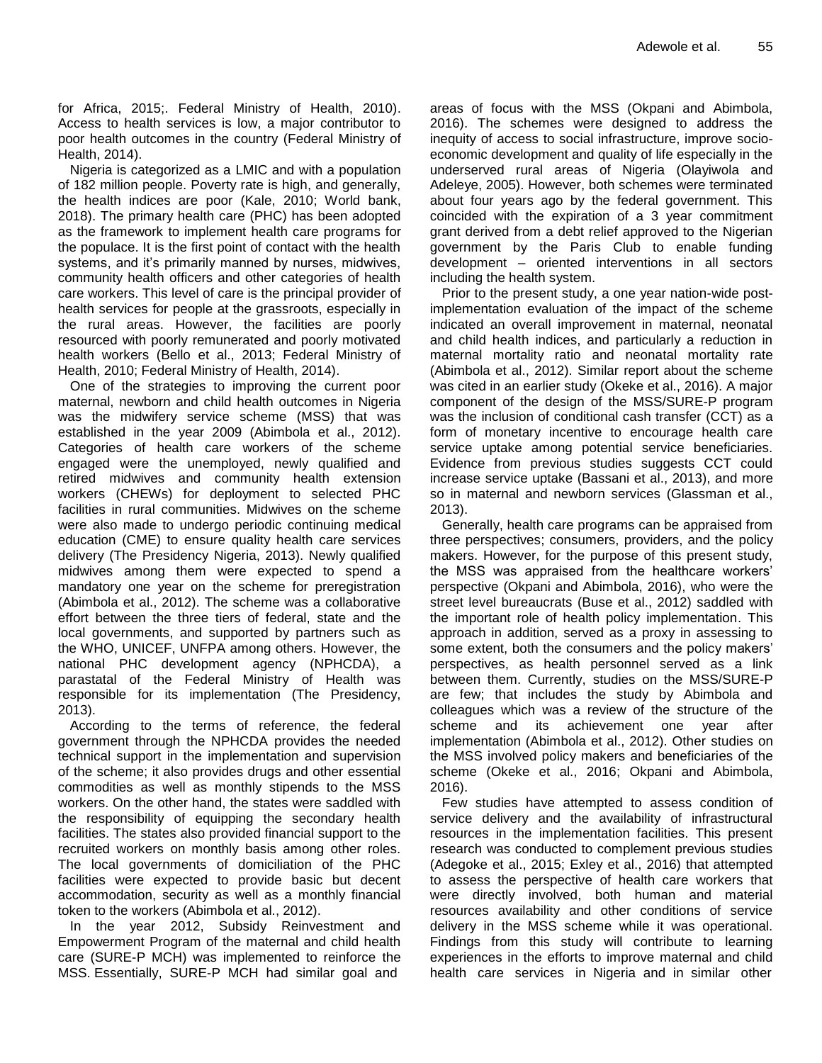for Africa, 2015;. Federal Ministry of Health, 2010). Access to health services is low, a major contributor to poor health outcomes in the country (Federal Ministry of Health, 2014).

Nigeria is categorized as a LMIC and with a population of 182 million people. Poverty rate is high, and generally, the health indices are poor (Kale, 2010; World bank, 2018). The primary health care (PHC) has been adopted as the framework to implement health care programs for the populace. It is the first point of contact with the health systems, and it's primarily manned by nurses, midwives, community health officers and other categories of health care workers. This level of care is the principal provider of health services for people at the grassroots, especially in the rural areas. However, the facilities are poorly resourced with poorly remunerated and poorly motivated health workers (Bello et al., 2013; Federal Ministry of Health, 2010; Federal Ministry of Health, 2014).

One of the strategies to improving the current poor maternal, newborn and child health outcomes in Nigeria was the midwifery service scheme (MSS) that was established in the year 2009 (Abimbola et al., 2012). Categories of health care workers of the scheme engaged were the unemployed, newly qualified and retired midwives and community health extension workers (CHEWs) for deployment to selected PHC facilities in rural communities. Midwives on the scheme were also made to undergo periodic continuing medical education (CME) to ensure quality health care services delivery (The Presidency Nigeria, 2013). Newly qualified midwives among them were expected to spend a mandatory one year on the scheme for preregistration (Abimbola et al., 2012). The scheme was a collaborative effort between the three tiers of federal, state and the local governments, and supported by partners such as the WHO, UNICEF, UNFPA among others. However, the national PHC development agency (NPHCDA), a parastatal of the Federal Ministry of Health was responsible for its implementation (The Presidency, 2013).

According to the terms of reference, the federal government through the NPHCDA provides the needed technical support in the implementation and supervision of the scheme; it also provides drugs and other essential commodities as well as monthly stipends to the MSS workers. On the other hand, the states were saddled with the responsibility of equipping the secondary health facilities. The states also provided financial support to the recruited workers on monthly basis among other roles. The local governments of domiciliation of the PHC facilities were expected to provide basic but decent accommodation, security as well as a monthly financial token to the workers (Abimbola et al., 2012).

In the year 2012, Subsidy Reinvestment and Empowerment Program of the maternal and child health care (SURE-P MCH) was implemented to reinforce the MSS. Essentially, SURE-P MCH had similar goal and areas of focus with the MSS (Okpani and Abimbola, 2016). The schemes were designed to address the inequity of access to social infrastructure, improve socio-economic development and quality of life especially in the underserved rural areas of Nigeria (Olayiwola and Adeleye, 2005). However, both schemes were terminated about four years ago by the federal government. This coincided with the expiration of a 3 year commitment grant derived from a debt relief approved to the Nigerian government by the Paris Club to enable funding development – oriented interventions in all sectors including the health system.

Prior to the present study, a one year nation-wide post-implementation evaluation of the impact of the scheme indicated an overall improvement in maternal, neonatal and child health indices, and particularly a reduction in maternal mortality ratio and neonatal mortality rate (Abimbola et al., 2012). Similar report about the scheme was cited in an earlier study (Okeke et al., 2016). A major component of the design of the MSS/SURE-P program was the inclusion of conditional cash transfer (CCT) as a form of monetary incentive to encourage health care service uptake among potential service beneficiaries. Evidence from previous studies suggests CCT could increase service uptake (Bassani et al., 2013), and more so in maternal and newborn services (Glassman et al., 2013).

Generally, health care programs can be appraised from three perspectives; consumers, providers, and the policy makers. However, for the purpose of this present study, the MSS was appraised from the healthcare workers' perspective (Okpani and Abimbola, 2016), who were the street level bureaucrats (Buse et al., 2012) saddled with the important role of health policy implementation. This approach in addition, served as a proxy in assessing to some extent, both the consumers and the policy makers' perspectives, as health personnel served as a link between them. Currently, studies on the MSS/SURE-P are few; that includes the study by Abimbola and colleagues which was a review of the structure of the scheme and its achievement one year after implementation (Abimbola et al., 2012). Other studies on the MSS involved policy makers and beneficiaries of the scheme (Okeke et al., 2016; Okpani and Abimbola, 2016).

Few studies have attempted to assess condition of service delivery and the availability of infrastructural resources in the implementation facilities. This present research was conducted to complement previous studies (Adegoke et al., 2015; Exley et al., 2016) that attempted to assess the perspective of health care workers that were directly involved, both human and material resources availability and other conditions of service delivery in the MSS scheme while it was operational. Findings from this study will contribute to learning experiences in the efforts to improve maternal and child health care services in Nigeria and in similar other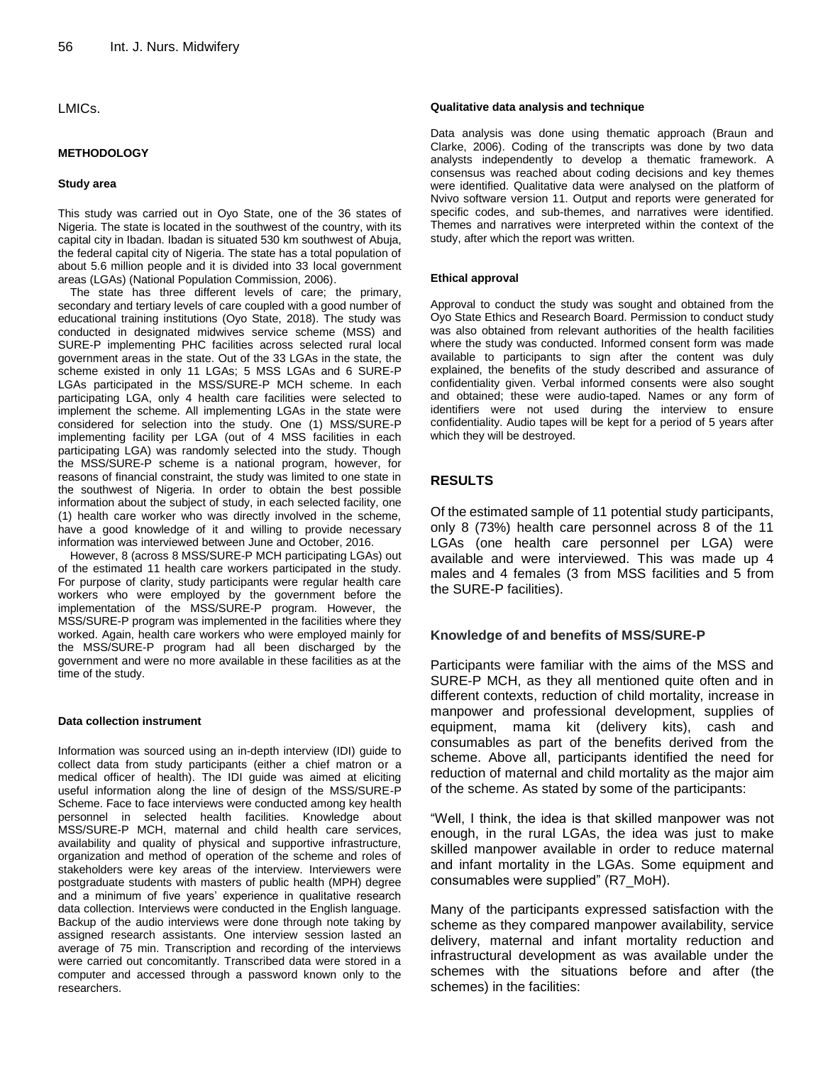LMICs.

## METHODOLOGY

### Study area

This study was carried out in Oyo State, one of the 36 states of Nigeria. The state is located in the southwest of the country, with its capital city in Ibadan. Ibadan is situated 530 km southwest of Abuja, the federal capital city of Nigeria. The state has a total population of about 5.6 million people and it is divided into 33 local government areas (LGAs) (National Population Commission, 2006).

The state has three different levels of care; the primary, secondary and tertiary levels of care coupled with a good number of educational training institutions (Oyo State, 2018). The study was conducted in designated midwives service scheme (MSS) and SURE-P implementing PHC facilities across selected rural local government areas in the state. Out of the 33 LGAs in the state, the scheme existed in only 11 LGAs; 5 MSS LGAs and 6 SURE-P LGAs participated in the MSS/SURE-P MCH scheme. In each participating LGA, only 4 health care facilities were selected to implement the scheme. All implementing LGAs in the state were considered for selection into the study. One (1) MSS/SURE-P implementing facility per LGA (out of 4 MSS facilities in each participating LGA) was randomly selected into the study. Though the MSS/SURE-P scheme is a national program, however, for reasons of financial constraint, the study was limited to one state in the southwest of Nigeria. In order to obtain the best possible information about the subject of study, in each selected facility, one (1) health care worker who was directly involved in the scheme, have a good knowledge of it and willing to provide necessary information was interviewed between June and October, 2016.

However, 8 (across 8 MSS/SURE-P MCH participating LGAs) out of the estimated 11 health care workers participated in the study. For purpose of clarity, study participants were regular health care workers who were employed by the government before the implementation of the MSS/SURE-P program. However, the MSS/SURE-P program was implemented in the facilities where they worked. Again, health care workers who were employed mainly for the MSS/SURE-P program had all been discharged by the government and were no more available in these facilities as at the time of the study.

### Data collection instrument

Information was sourced using an in-depth interview (IDI) guide to collect data from study participants (either a chief matron or a medical officer of health). The IDI guide was aimed at eliciting useful information along the line of design of the MSS/SURE-P Scheme. Face to face interviews were conducted among key health personnel in selected health facilities. Knowledge about MSS/SURE-P MCH, maternal and child health care services, availability and quality of physical and supportive infrastructure, organization and method of operation of the scheme and roles of stakeholders were key areas of the interview. Interviewers were postgraduate students with masters of public health (MPH) degree and a minimum of five years' experience in qualitative research data collection. Interviews were conducted in the English language. Backup of the audio interviews were done through note taking by assigned research assistants. One interview session lasted an average of 75 min. Transcription and recording of the interviews were carried out concomitantly. Transcribed data were stored in a computer and accessed through a password known only to the researchers.

### Qualitative data analysis and technique

Data analysis was done using thematic approach (Braun and Clarke, 2006). Coding of the transcripts was done by two data analysts independently to develop a thematic framework. A consensus was reached about coding decisions and key themes were identified. Qualitative data were analysed on the platform of Nvivo software version 11. Output and reports were generated for specific codes, and sub-themes, and narratives were identified. Themes and narratives were interpreted within the context of the study, after which the report was written.

### Ethical approval

Approval to conduct the study was sought and obtained from the Oyo State Ethics and Research Board. Permission to conduct study was also obtained from relevant authorities of the health facilities where the study was conducted. Informed consent form was made available to participants to sign after the content was duly explained, the benefits of the study described and assurance of confidentiality given. Verbal informed consents were also sought and obtained; these were audio-taped. Names or any form of identifiers were not used during the interview to ensure confidentiality. Audio tapes will be kept for a period of 5 years after which they will be destroyed.

## RESULTS

Of the estimated sample of 11 potential study participants, only 8 (73%) health care personnel across 8 of the 11 LGAs (one health care personnel per LGA) were available and were interviewed. This was made up 4 males and 4 females (3 from MSS facilities and 5 from the SURE-P facilities).

### Knowledge of and benefits of MSS/SURE-P

Participants were familiar with the aims of the MSS and SURE-P MCH, as they all mentioned quite often and in different contexts, reduction of child mortality, increase in manpower and professional development, supplies of equipment, mama kit (delivery kits), cash and consumables as part of the benefits derived from the scheme. Above all, participants identified the need for reduction of maternal and child mortality as the major aim of the scheme. As stated by some of the participants:

"Well, I think, the idea is that skilled manpower was not enough, in the rural LGAs, the idea was just to make skilled manpower available in order to reduce maternal and infant mortality in the LGAs. Some equipment and consumables were supplied" (R7_MoH).

Many of the participants expressed satisfaction with the scheme as they compared manpower availability, service delivery, maternal and infant mortality reduction and infrastructural development as was available under the schemes with the situations before and after (the schemes) in the facilities: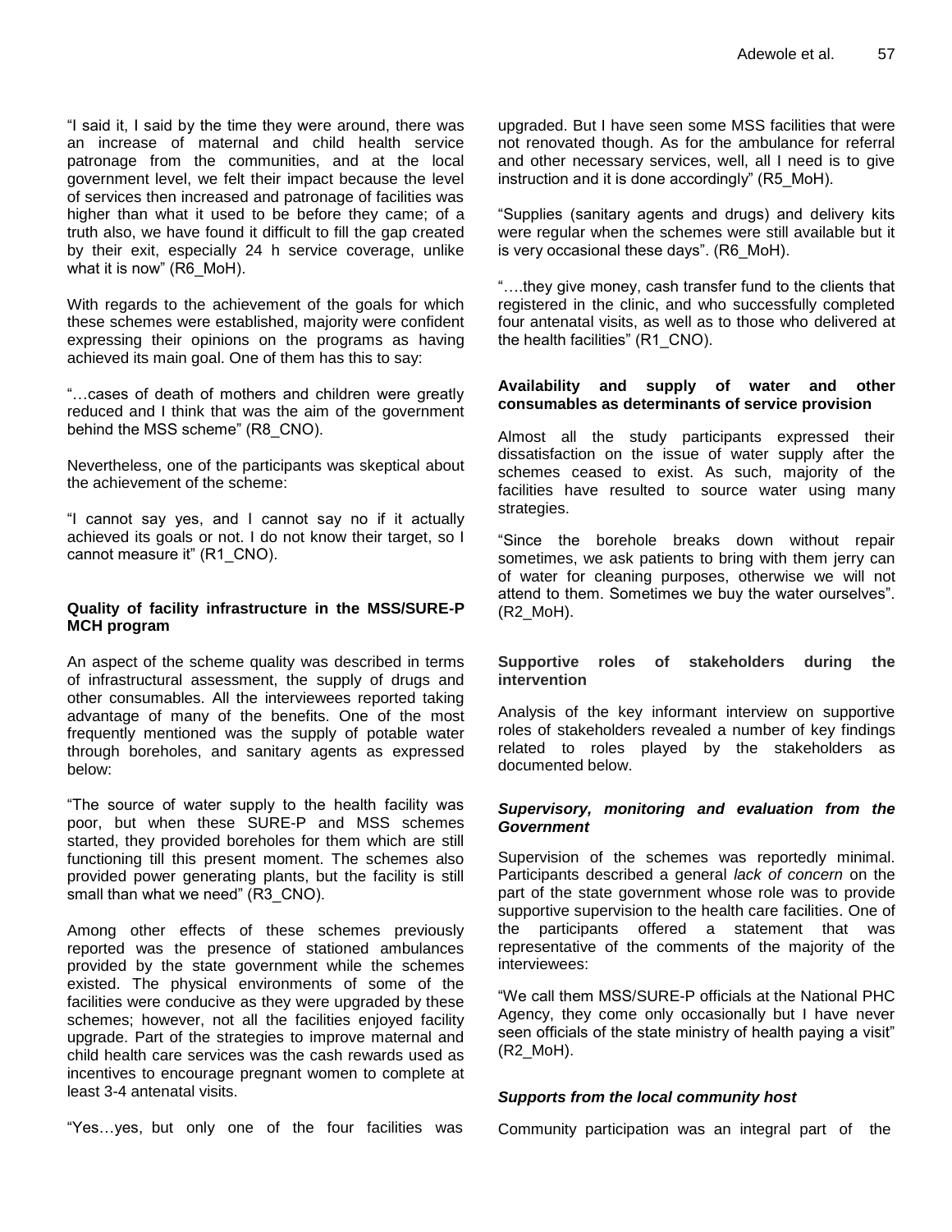"I said it, I said by the time they were around, there was an increase of maternal and child health service patronage from the communities, and at the local government level, we felt their impact because the level of services then increased and patronage of facilities was higher than what it used to be before they came; of a truth also, we have found it difficult to fill the gap created by their exit, especially 24 h service coverage, unlike what it is now" (R6_MoH).

With regards to the achievement of the goals for which these schemes were established, majority were confident expressing their opinions on the programs as having achieved its main goal. One of them has this to say:

"…cases of death of mothers and children were greatly reduced and I think that was the aim of the government behind the MSS scheme" (R8_CNO).

Nevertheless, one of the participants was skeptical about the achievement of the scheme:

"I cannot say yes, and I cannot say no if it actually achieved its goals or not. I do not know their target, so I cannot measure it" (R1_CNO).

#### Quality of facility infrastructure in the MSS/SURE-P MCH program

An aspect of the scheme quality was described in terms of infrastructural assessment, the supply of drugs and other consumables. All the interviewees reported taking advantage of many of the benefits. One of the most frequently mentioned was the supply of potable water through boreholes, and sanitary agents as expressed below:

"The source of water supply to the health facility was poor, but when these SURE-P and MSS schemes started, they provided boreholes for them which are still functioning till this present moment. The schemes also provided power generating plants, but the facility is still small than what we need" (R3_CNO).

Among other effects of these schemes previously reported was the presence of stationed ambulances provided by the state government while the schemes existed. The physical environments of some of the facilities were conducive as they were upgraded by these schemes; however, not all the facilities enjoyed facility upgrade. Part of the strategies to improve maternal and child health care services was the cash rewards used as incentives to encourage pregnant women to complete at least 3-4 antenatal visits.

"Yes…yes, but only one of the four facilities was upgraded. But I have seen some MSS facilities that were not renovated though. As for the ambulance for referral and other necessary services, well, all I need is to give instruction and it is done accordingly" (R5_MoH).

"Supplies (sanitary agents and drugs) and delivery kits were regular when the schemes were still available but it is very occasional these days". (R6_MoH).

"….they give money, cash transfer fund to the clients that registered in the clinic, and who successfully completed four antenatal visits, as well as to those who delivered at the health facilities" (R1_CNO).

#### Availability and supply of water and other consumables as determinants of service provision

Almost all the study participants expressed their dissatisfaction on the issue of water supply after the schemes ceased to exist. As such, majority of the facilities have resulted to source water using many strategies.

"Since the borehole breaks down without repair sometimes, we ask patients to bring with them jerry can of water for cleaning purposes, otherwise we will not attend to them. Sometimes we buy the water ourselves". (R2_MoH).

#### Supportive roles of stakeholders during the intervention

Analysis of the key informant interview on supportive roles of stakeholders revealed a number of key findings related to roles played by the stakeholders as documented below.

##### *Supervisory, monitoring and evaluation from the Government*

Supervision of the schemes was reportedly minimal. Participants described a general *lack of concern* on the part of the state government whose role was to provide supportive supervision to the health care facilities. One of the participants offered a statement that was representative of the comments of the majority of the interviewees:

"We call them MSS/SURE-P officials at the National PHC Agency, they come only occasionally but I have never seen officials of the state ministry of health paying a visit" (R2_MoH).

##### *Supports from the local community host*

Community participation was an integral part of the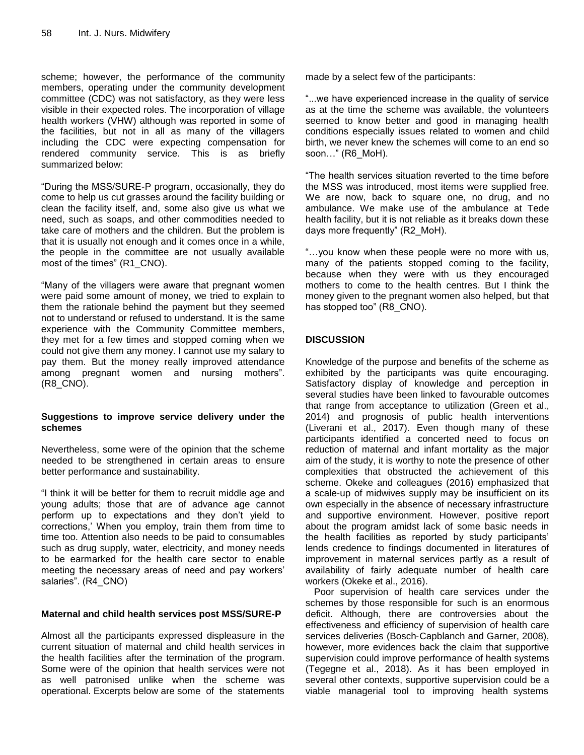scheme; however, the performance of the community members, operating under the community development committee (CDC) was not satisfactory, as they were less visible in their expected roles. The incorporation of village health workers (VHW) although was reported in some of the facilities, but not in all as many of the villagers including the CDC were expecting compensation for rendered community service. This is as briefly summarized below:

"During the MSS/SURE-P program, occasionally, they do come to help us cut grasses around the facility building or clean the facility itself, and, some also give us what we need, such as soaps, and other commodities needed to take care of mothers and the children. But the problem is that it is usually not enough and it comes once in a while, the people in the committee are not usually available most of the times" (R1_CNO).

"Many of the villagers were aware that pregnant women were paid some amount of money, we tried to explain to them the rationale behind the payment but they seemed not to understand or refused to understand. It is the same experience with the Community Committee members, they met for a few times and stopped coming when we could not give them any money. I cannot use my salary to pay them. But the money really improved attendance among pregnant women and nursing mothers". (R8_CNO).

### Suggestions to improve service delivery under the schemes

Nevertheless, some were of the opinion that the scheme needed to be strengthened in certain areas to ensure better performance and sustainability.

"I think it will be better for them to recruit middle age and young adults; those that are of advance age cannot perform up to expectations and they don't yield to corrections,' When you employ, train them from time to time too. Attention also needs to be paid to consumables such as drug supply, water, electricity, and money needs to be earmarked for the health care sector to enable meeting the necessary areas of need and pay workers' salaries". (R4_CNO)

### Maternal and child health services post MSS/SURE-P

Almost all the participants expressed displeasure in the current situation of maternal and child health services in the health facilities after the termination of the program. Some were of the opinion that health services were not as well patronised unlike when the scheme was operational. Excerpts below are some of the statements made by a select few of the participants:

"...we have experienced increase in the quality of service as at the time the scheme was available, the volunteers seemed to know better and good in managing health conditions especially issues related to women and child birth, we never knew the schemes will come to an end so soon…" (R6_MoH).

"The health services situation reverted to the time before the MSS was introduced, most items were supplied free. We are now, back to square one, no drug, and no ambulance. We make use of the ambulance at Tede health facility, but it is not reliable as it breaks down these days more frequently" (R2_MoH).

"…you know when these people were no more with us, many of the patients stopped coming to the facility, because when they were with us they encouraged mothers to come to the health centres. But I think the money given to the pregnant women also helped, but that has stopped too" (R8_CNO).

## DISCUSSION

Knowledge of the purpose and benefits of the scheme as exhibited by the participants was quite encouraging. Satisfactory display of knowledge and perception in several studies have been linked to favourable outcomes that range from acceptance to utilization (Green et al., 2014) and prognosis of public health interventions (Liverani et al., 2017). Even though many of these participants identified a concerted need to focus on reduction of maternal and infant mortality as the major aim of the study, it is worthy to note the presence of other complexities that obstructed the achievement of this scheme. Okeke and colleagues (2016) emphasized that a scale-up of midwives supply may be insufficient on its own especially in the absence of necessary infrastructure and supportive environment. However, positive report about the program amidst lack of some basic needs in the health facilities as reported by study participants' lends credence to findings documented in literatures of improvement in maternal services partly as a result of availability of fairly adequate number of health care workers (Okeke et al., 2016).

Poor supervision of health care services under the schemes by those responsible for such is an enormous deficit. Although, there are controversies about the effectiveness and efficiency of supervision of health care services deliveries (Bosch-Capblanch and Garner, 2008), however, more evidences back the claim that supportive supervision could improve performance of health systems (Tegegne et al., 2018). As it has been employed in several other contexts, supportive supervision could be a viable managerial tool to improving health systems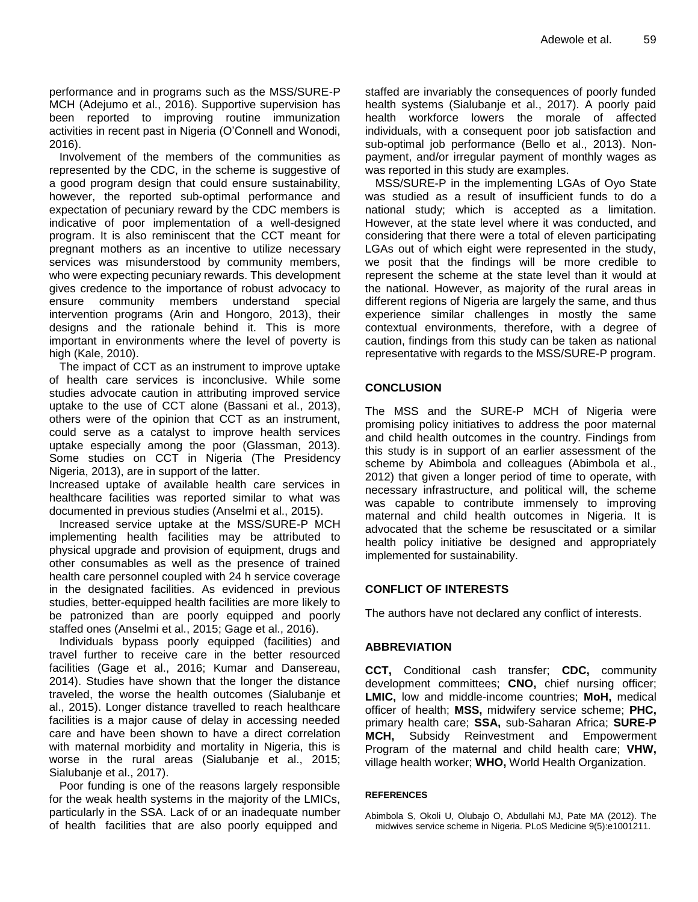performance and in programs such as the MSS/SURE-P MCH (Adejumo et al., 2016). Supportive supervision has been reported to improving routine immunization activities in recent past in Nigeria (O'Connell and Wonodi, 2016).

Involvement of the members of the communities as represented by the CDC, in the scheme is suggestive of a good program design that could ensure sustainability, however, the reported sub-optimal performance and expectation of pecuniary reward by the CDC members is indicative of poor implementation of a well-designed program. It is also reminiscent that the CCT meant for pregnant mothers as an incentive to utilize necessary services was misunderstood by community members, who were expecting pecuniary rewards. This development gives credence to the importance of robust advocacy to ensure community members understand special intervention programs (Arin and Hongoro, 2013), their designs and the rationale behind it. This is more important in environments where the level of poverty is high (Kale, 2010).

The impact of CCT as an instrument to improve uptake of health care services is inconclusive. While some studies advocate caution in attributing improved service uptake to the use of CCT alone (Bassani et al., 2013), others were of the opinion that CCT as an instrument, could serve as a catalyst to improve health services uptake especially among the poor (Glassman, 2013). Some studies on CCT in Nigeria (The Presidency Nigeria, 2013), are in support of the latter.

Increased uptake of available health care services in healthcare facilities was reported similar to what was documented in previous studies (Anselmi et al., 2015).

Increased service uptake at the MSS/SURE-P MCH implementing health facilities may be attributed to physical upgrade and provision of equipment, drugs and other consumables as well as the presence of trained health care personnel coupled with 24 h service coverage in the designated facilities. As evidenced in previous studies, better-equipped health facilities are more likely to be patronized than are poorly equipped and poorly staffed ones (Anselmi et al., 2015; Gage et al., 2016).

Individuals bypass poorly equipped (facilities) and travel further to receive care in the better resourced facilities (Gage et al., 2016; Kumar and Dansereau, 2014). Studies have shown that the longer the distance traveled, the worse the health outcomes (Sialubanje et al., 2015). Longer distance travelled to reach healthcare facilities is a major cause of delay in accessing needed care and have been shown to have a direct correlation with maternal morbidity and mortality in Nigeria, this is worse in the rural areas (Sialubanje et al., 2015; Sialubanje et al., 2017).

Poor funding is one of the reasons largely responsible for the weak health systems in the majority of the LMICs, particularly in the SSA. Lack of or an inadequate number of health facilities that are also poorly equipped and staffed are invariably the consequences of poorly funded health systems (Sialubanje et al., 2017). A poorly paid health workforce lowers the morale of affected individuals, with a consequent poor job satisfaction and sub-optimal job performance (Bello et al., 2013). Non-payment, and/or irregular payment of monthly wages as was reported in this study are examples.

MSS/SURE-P in the implementing LGAs of Oyo State was studied as a result of insufficient funds to do a national study; which is accepted as a limitation. However, at the state level where it was conducted, and considering that there were a total of eleven participating LGAs out of which eight were represented in the study, we posit that the findings will be more credible to represent the scheme at the state level than it would at the national. However, as majority of the rural areas in different regions of Nigeria are largely the same, and thus experience similar challenges in mostly the same contextual environments, therefore, with a degree of caution, findings from this study can be taken as national representative with regards to the MSS/SURE-P program.

## CONCLUSION

The MSS and the SURE-P MCH of Nigeria were promising policy initiatives to address the poor maternal and child health outcomes in the country. Findings from this study is in support of an earlier assessment of the scheme by Abimbola and colleagues (Abimbola et al., 2012) that given a longer period of time to operate, with necessary infrastructure, and political will, the scheme was capable to contribute immensely to improving maternal and child health outcomes in Nigeria. It is advocated that the scheme be resuscitated or a similar health policy initiative be designed and appropriately implemented for sustainability.

## CONFLICT OF INTERESTS

The authors have not declared any conflict of interests.

## ABBREVIATION

**CCT,** Conditional cash transfer; **CDC,** community development committees; **CNO,** chief nursing officer; **LMIC,** low and middle-income countries; **MoH,** medical officer of health; **MSS,** midwifery service scheme; **PHC,** primary health care; **SSA,** sub-Saharan Africa; **SURE-P MCH,** Subsidy Reinvestment and Empowerment Program of the maternal and child health care; **VHW,** village health worker; **WHO,** World Health Organization.

## REFERENCES

Abimbola S, Okoli U, Olubajo O, Abdullahi MJ, Pate MA (2012). The midwives service scheme in Nigeria. PLoS Medicine 9(5):e1001211.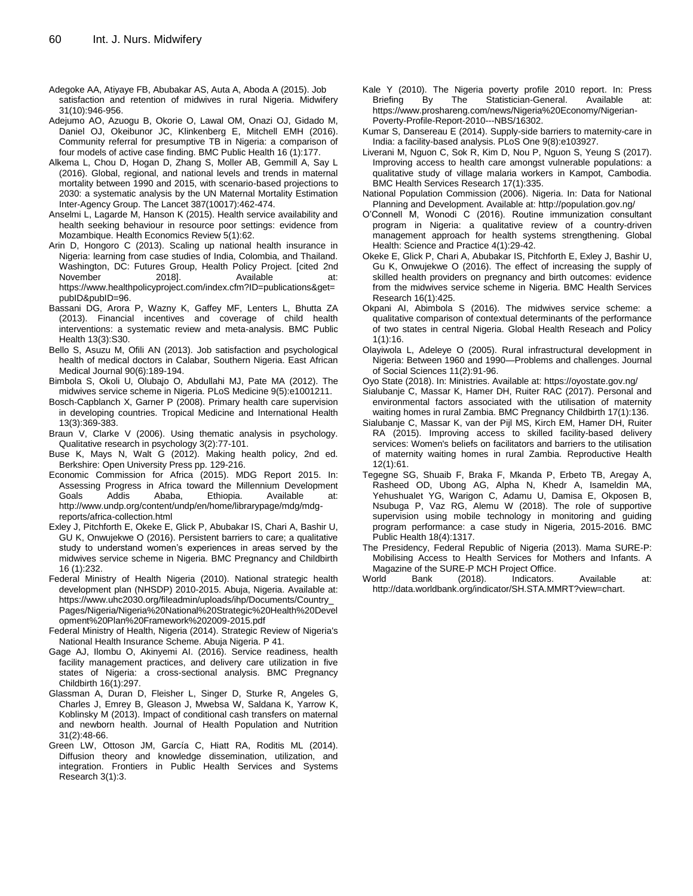Adegoke AA, Atiyaye FB, Abubakar AS, Auta A, Aboda A (2015). Job satisfaction and retention of midwives in rural Nigeria. Midwifery 31(10):946-956.

Adejumo AO, Azuogu B, Okorie O, Lawal OM, Onazi OJ, Gidado M, Daniel OJ, Okeibunor JC, Klinkenberg E, Mitchell EMH (2016). Community referral for presumptive TB in Nigeria: a comparison of four models of active case finding. BMC Public Health 16 (1):177.

Alkema L, Chou D, Hogan D, Zhang S, Moller AB, Gemmill A, Say L (2016). Global, regional, and national levels and trends in maternal mortality between 1990 and 2015, with scenario-based projections to 2030: a systematic analysis by the UN Maternal Mortality Estimation Inter-Agency Group. The Lancet 387(10017):462-474.

Anselmi L, Lagarde M, Hanson K (2015). Health service availability and health seeking behaviour in resource poor settings: evidence from Mozambique. Health Economics Review 5(1):62.

Arin D, Hongoro C (2013). Scaling up national health insurance in Nigeria: learning from case studies of India, Colombia, and Thailand. Washington, DC: Futures Group, Health Policy Project. [cited 2nd November 2018]. Available at: https://www.healthpolicyproject.com/index.cfm?ID=publications&get=pubID&pubID=96.

Bassani DG, Arora P, Wazny K, Gaffey MF, Lenters L, Bhutta ZA (2013). Financial incentives and coverage of child health interventions: a systematic review and meta-analysis. BMC Public Health 13(3):S30.

Bello S, Asuzu M, Ofili AN (2013). Job satisfaction and psychological health of medical doctors in Calabar, Southern Nigeria. East African Medical Journal 90(6):189-194.

Bimbola S, Okoli U, Olubajo O, Abdullahi MJ, Pate MA (2012). The midwives service scheme in Nigeria. PLoS Medicine 9(5):e1001211.

Bosch-Capblanch X, Garner P (2008). Primary health care supervision in developing countries. Tropical Medicine and International Health 13(3):369-383.

Braun V, Clarke V (2006). Using thematic analysis in psychology. Qualitative research in psychology 3(2):77-101.

Buse K, Mays N, Walt G (2012). Making health policy, 2nd ed. Berkshire: Open University Press pp. 129-216.

Economic Commission for Africa (2015). MDG Report 2015. In: Assessing Progress in Africa toward the Millennium Development Goals Addis Ababa, Ethiopia. Available at: http://www.undp.org/content/undp/en/home/librarypage/mdg/mdg-reports/africa-collection.html

Exley J, Pitchforth E, Okeke E, Glick P, Abubakar IS, Chari A, Bashir U, GU K, Onwujekwe O (2016). Persistent barriers to care; a qualitative study to understand women's experiences in areas served by the midwives service scheme in Nigeria. BMC Pregnancy and Childbirth 16 (1):232.

Federal Ministry of Health Nigeria (2010). National strategic health development plan (NHSDP) 2010-2015. Abuja, Nigeria. Available at: https://www.uhc2030.org/fileadmin/uploads/ihp/Documents/Country_Pages/Nigeria/Nigeria%20National%20Strategic%20Health%20Development%20Plan%20Framework%202009-2015.pdf

Federal Ministry of Health, Nigeria (2014). Strategic Review of Nigeria's National Health Insurance Scheme. Abuja Nigeria. P 41.

Gage AJ, Ilombu O, Akinyemi AI. (2016). Service readiness, health facility management practices, and delivery care utilization in five states of Nigeria: a cross-sectional analysis. BMC Pregnancy Childbirth 16(1):297.

Glassman A, Duran D, Fleisher L, Singer D, Sturke R, Angeles G, Charles J, Emrey B, Gleason J, Mwebsa W, Saldana K, Yarrow K, Koblinsky M (2013). Impact of conditional cash transfers on maternal and newborn health. Journal of Health Population and Nutrition 31(2):48-66.

Green LW, Ottoson JM, García C, Hiatt RA, Roditis ML (2014). Diffusion theory and knowledge dissemination, utilization, and integration. Frontiers in Public Health Services and Systems Research 3(1):3.

Kale Y (2010). The Nigeria poverty profile 2010 report. In: Press Briefing By The Statistician-General. Available at: https://www.proshareng.com/news/Nigeria%20Economy/Nigerian-Poverty-Profile-Report-2010---NBS/16302.

Kumar S, Dansereau E (2014). Supply-side barriers to maternity-care in India: a facility-based analysis. PLoS One 9(8):e103927.

Liverani M, Nguon C, Sok R, Kim D, Nou P, Nguon S, Yeung S (2017). Improving access to health care amongst vulnerable populations: a qualitative study of village malaria workers in Kampot, Cambodia. BMC Health Services Research 17(1):335.

National Population Commission (2006). Nigeria. In: Data for National Planning and Development. Available at: http://population.gov.ng/

O'Connell M, Wonodi C (2016). Routine immunization consultant program in Nigeria: a qualitative review of a country-driven management approach for health systems strengthening. Global Health: Science and Practice 4(1):29-42.

Okeke E, Glick P, Chari A, Abubakar IS, Pitchforth E, Exley J, Bashir U, Gu K, Onwujekwe O (2016). The effect of increasing the supply of skilled health providers on pregnancy and birth outcomes: evidence from the midwives service scheme in Nigeria. BMC Health Services Research 16(1):425.

Okpani AI, Abimbola S (2016). The midwives service scheme: a qualitative comparison of contextual determinants of the performance of two states in central Nigeria. Global Health Reseach and Policy 1(1):16.

Olayiwola L, Adeleye O (2005). Rural infrastructural development in Nigeria: Between 1960 and 1990—Problems and challenges. Journal of Social Sciences 11(2):91-96.

Oyo State (2018). In: Ministries. Available at: https://oyostate.gov.ng/

Sialubanje C, Massar K, Hamer DH, Ruiter RAC (2017). Personal and environmental factors associated with the utilisation of maternity waiting homes in rural Zambia. BMC Pregnancy Childbirth 17(1):136.

Sialubanje C, Massar K, van der Pijl MS, Kirch EM, Hamer DH, Ruiter RA (2015). Improving access to skilled facility-based delivery services: Women's beliefs on facilitators and barriers to the utilisation of maternity waiting homes in rural Zambia. Reproductive Health 12(1):61.

Tegegne SG, Shuaib F, Braka F, Mkanda P, Erbeto TB, Aregay A, Rasheed OD, Ubong AG, Alpha N, Khedr A, Isameldin MA, Yehushualet YG, Warigon C, Adamu U, Damisa E, Okposen B, Nsubuga P, Vaz RG, Alemu W (2018). The role of supportive supervision using mobile technology in monitoring and guiding program performance: a case study in Nigeria, 2015-2016. BMC Public Health 18(4):1317.

The Presidency, Federal Republic of Nigeria (2013). Mama SURE-P: Mobilising Access to Health Services for Mothers and Infants. A Magazine of the SURE-P MCH Project Office.

World Bank (2018). Indicators. Available at: http://data.worldbank.org/indicator/SH.STA.MMRT?view=chart.